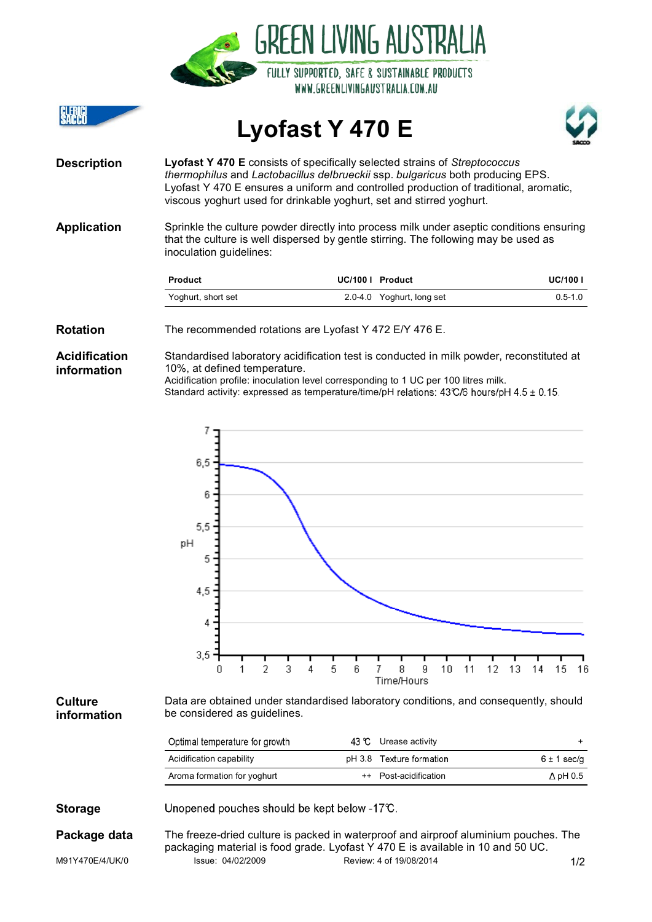GREEN LIVING AUSTRALIA

FULLY SUPPORTED, SAFE & SUSTAINABLE PRODUCTS

WWW.GREENLIVINGAUSTRALIA.COM.AU

# Lyofast Y 470 E

## Description

**Lyofast Y 470 E** consists of specifically selected strains of *Streptococcus thermophilus* and *Lactobacillus delbrueckii* ssp. *bulgaricus* both producing EPS. Lyofast Y 470 E ensures a uniform and controlled production of traditional, aromatic, viscous yoghurt used for drinkable yoghurt, set and stirred yoghurt.

## Application

Sprinkle the culture powder directly into process milk under aseptic conditions ensuring that the culture is well dispersed by gentle stirring. The following may be used as inoculation guidelines:

| Product | UC/100 l | Product | UC/100 l |
|---|---|---|---|
| Yoghurt, short set | 2.0-4.0 | Yoghurt, long set | 0.5-1.0 |

## Rotation

The recommended rotations are Lyofast Y 472 E/Y 476 E.

## Acidification information

Standardised laboratory acidification test is conducted in milk powder, reconstituted at 10%, at defined temperature.
Acidification profile: inoculation level corresponding to 1 UC per 100 litres milk.
Standard activity: expressed as temperature/time/pH relations: 43°C/6 hours/pH 4.5 ± 0.15.

## Culture information

Data are obtained under standardised laboratory conditions, and consequently, should be considered as guidelines.

| | | | |
|---|---|---|---|
| Optimal temperature for growth | 43 °C | Urease activity | + |
| Acidification capability | pH 3.8 | Texture formation | 6 ± 1 sec/g |
| Aroma formation for yoghurt | ++ | Post-acidification | Δ pH 0.5 |

## Storage

Unopened pouches should be kept below -17°C.

## Package data

The freeze-dried culture is packed in waterproof and airproof aluminium pouches. The packaging material is food grade. Lyofast Y 470 E is available in 10 and 50 UC.

M91Y470E/4/UK/0 Issue: 04/02/2009 Review: 4 of 19/08/2014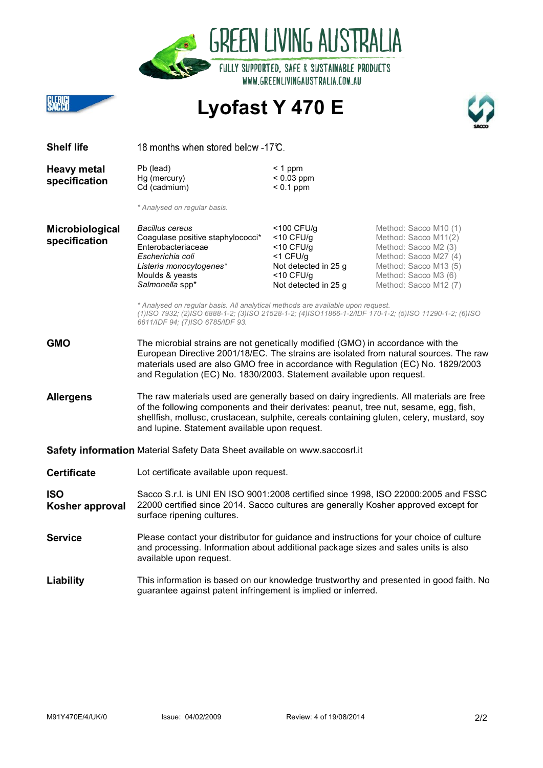GREEN LIVING AUSTRALIA

FULLY SUPPORTED, SAFE & SUSTAINABLE PRODUCTS

WWW.GREENLIVINGAUSTRALIA.COM.AU

# Lyofast Y 470 E

**Shelf life** 18 months when stored below -17°C.

**Heavy metal specification**

| | |
|---|---|
| Pb (lead) | < 1 ppm |
| Hg (mercury) | < 0.03 ppm |
| Cd (cadmium) | < 0.1 ppm |

*\* Analysed on regular basis.*

**Microbiological specification**

| | | |
|---|---|---|
| *Bacillus cereus* | <100 CFU/g | Method: Sacco M10 (1) |
| Coagulase positive staphylococci* | <10 CFU/g | Method: Sacco M11(2) |
| Enterobacteriaceae | <10 CFU/g | Method: Sacco M2 (3) |
| *Escherichia coli* | <1 CFU/g | Method: Sacco M27 (4) |
| *Listeria monocytogenes** | Not detected in 25 g | Method: Sacco M13 (5) |
| Moulds & yeasts | <10 CFU/g | Method: Sacco M3 (6) |
| *Salmonella* spp* | Not detected in 25 g | Method: Sacco M12 (7) |

*\* Analysed on regular basis. All analytical methods are available upon request.*
*(1)ISO 7932; (2)ISO 6888-1-2; (3)ISO 21528-1-2; (4)ISO11866-1-2/IDF 170-1-2; (5)ISO 11290-1-2; (6)ISO 6611/IDF 94; (7)ISO 6785/IDF 93.*

**GMO** The microbial strains are not genetically modified (GMO) in accordance with the European Directive 2001/18/EC. The strains are isolated from natural sources. The raw materials used are also GMO free in accordance with Regulation (EC) No. 1829/2003 and Regulation (EC) No. 1830/2003. Statement available upon request.

**Allergens** The raw materials used are generally based on dairy ingredients. All materials are free of the following components and their derivates: peanut, tree nut, sesame, egg, fish, shellfish, mollusc, crustacean, sulphite, cereals containing gluten, celery, mustard, soy and lupine. Statement available upon request.

**Safety information** Material Safety Data Sheet available on www.saccosrl.it

**Certificate** Lot certificate available upon request.

**ISO Kosher approval** Sacco S.r.l. is UNI EN ISO 9001:2008 certified since 1998, ISO 22000:2005 and FSSC 22000 certified since 2014. Sacco cultures are generally Kosher approved except for surface ripening cultures.

**Service** Please contact your distributor for guidance and instructions for your choice of culture and processing. Information about additional package sizes and sales units is also available upon request.

**Liability** This information is based on our knowledge trustworthy and presented in good faith. No guarantee against patent infringement is implied or inferred.

M91Y470E/4/UK/0 Issue: 04/02/2009 Review: 4 of 19/08/2014